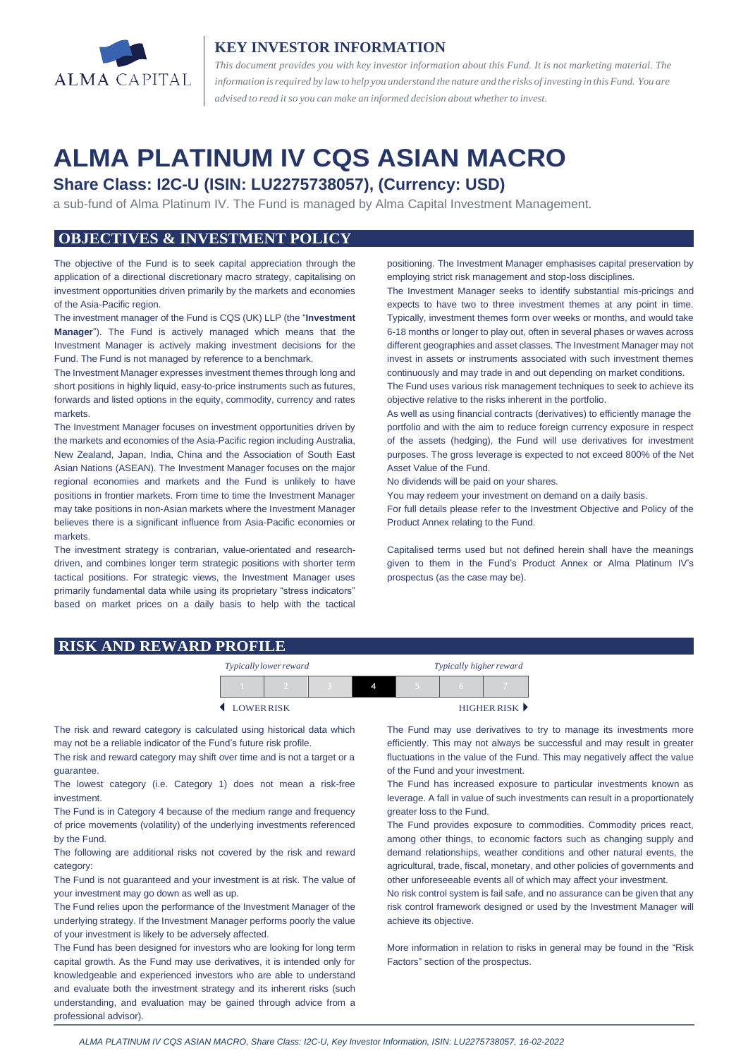ALMA CAPITAL

## KEY INVESTOR INFORMATION

*This document provides you with key investor information about this Fund. It is not marketing material. The information is required by law to help you understand the nature and the risks of investing in this Fund. You are advised to read it so you can make an informed decision about whether to invest.*

# ALMA PLATINUM IV CQS ASIAN MACRO

## Share Class: I2C-U (ISIN: LU2275738057), (Currency: USD)

a sub-fund of Alma Platinum IV. The Fund is managed by Alma Capital Investment Management.

## OBJECTIVES & INVESTMENT POLICY

The objective of the Fund is to seek capital appreciation through the application of a directional discretionary macro strategy, capitalising on investment opportunities driven primarily by the markets and economies of the Asia-Pacific region.

The investment manager of the Fund is CQS (UK) LLP (the "**Investment Manager**"). The Fund is actively managed which means that the Investment Manager is actively making investment decisions for the Fund. The Fund is not managed by reference to a benchmark.

The Investment Manager expresses investment themes through long and short positions in highly liquid, easy-to-price instruments such as futures, forwards and listed options in the equity, commodity, currency and rates markets.

The Investment Manager focuses on investment opportunities driven by the markets and economies of the Asia-Pacific region including Australia, New Zealand, Japan, India, China and the Association of South East Asian Nations (ASEAN). The Investment Manager focuses on the major regional economies and markets and the Fund is unlikely to have positions in frontier markets. From time to time the Investment Manager may take positions in non-Asian markets where the Investment Manager believes there is a significant influence from Asia-Pacific economies or markets.

The investment strategy is contrarian, value-orientated and research-driven, and combines longer term strategic positions with shorter term tactical positions. For strategic views, the Investment Manager uses primarily fundamental data while using its proprietary "stress indicators" based on market prices on a daily basis to help with the tactical positioning. The Investment Manager emphasises capital preservation by employing strict risk management and stop-loss disciplines.

The Investment Manager seeks to identify substantial mis-pricings and expects to have two to three investment themes at any point in time. Typically, investment themes form over weeks or months, and would take 6-18 months or longer to play out, often in several phases or waves across different geographies and asset classes. The Investment Manager may not invest in assets or instruments associated with such investment themes continuously and may trade in and out depending on market conditions.

The Fund uses various risk management techniques to seek to achieve its objective relative to the risks inherent in the portfolio.

As well as using financial contracts (derivatives) to efficiently manage the portfolio and with the aim to reduce foreign currency exposure in respect of the assets (hedging), the Fund will use derivatives for investment purposes. The gross leverage is expected to not exceed 800% of the Net Asset Value of the Fund.

No dividends will be paid on your shares.

You may redeem your investment on demand on a daily basis.

For full details please refer to the Investment Objective and Policy of the Product Annex relating to the Fund.

Capitalised terms used but not defined herein shall have the meanings given to them in the Fund's Product Annex or Alma Platinum IV's prospectus (as the case may be).

## RISK AND REWARD PROFILE

*Typically lower reward* — *Typically higher reward*

| 1 | 2 | 3 | **4** | 5 | 6 | 7 |
|---|---|---|---|---|---|---|

◀ LOWER RISK — HIGHER RISK ▶

The risk and reward category is calculated using historical data which may not be a reliable indicator of the Fund's future risk profile.

The risk and reward category may shift over time and is not a target or a guarantee.

The lowest category (i.e. Category 1) does not mean a risk-free investment.

The Fund is in Category 4 because of the medium range and frequency of price movements (volatility) of the underlying investments referenced by the Fund.

The following are additional risks not covered by the risk and reward category:

The Fund is not guaranteed and your investment is at risk. The value of your investment may go down as well as up.

The Fund relies upon the performance of the Investment Manager of the underlying strategy. If the Investment Manager performs poorly the value of your investment is likely to be adversely affected.

The Fund has been designed for investors who are looking for long term capital growth. As the Fund may use derivatives, it is intended only for knowledgeable and experienced investors who are able to understand and evaluate both the investment strategy and its inherent risks (such understanding, and evaluation may be gained through advice from a professional advisor).

The Fund may use derivatives to try to manage its investments more efficiently. This may not always be successful and may result in greater fluctuations in the value of the Fund. This may negatively affect the value of the Fund and your investment.

The Fund has increased exposure to particular investments known as leverage. A fall in value of such investments can result in a proportionately greater loss to the Fund.

The Fund provides exposure to commodities. Commodity prices react, among other things, to economic factors such as changing supply and demand relationships, weather conditions and other natural events, the agricultural, trade, fiscal, monetary, and other policies of governments and other unforeseeable events all of which may affect your investment.

No risk control system is fail safe, and no assurance can be given that any risk control framework designed or used by the Investment Manager will achieve its objective.

More information in relation to risks in general may be found in the "Risk Factors" section of the prospectus.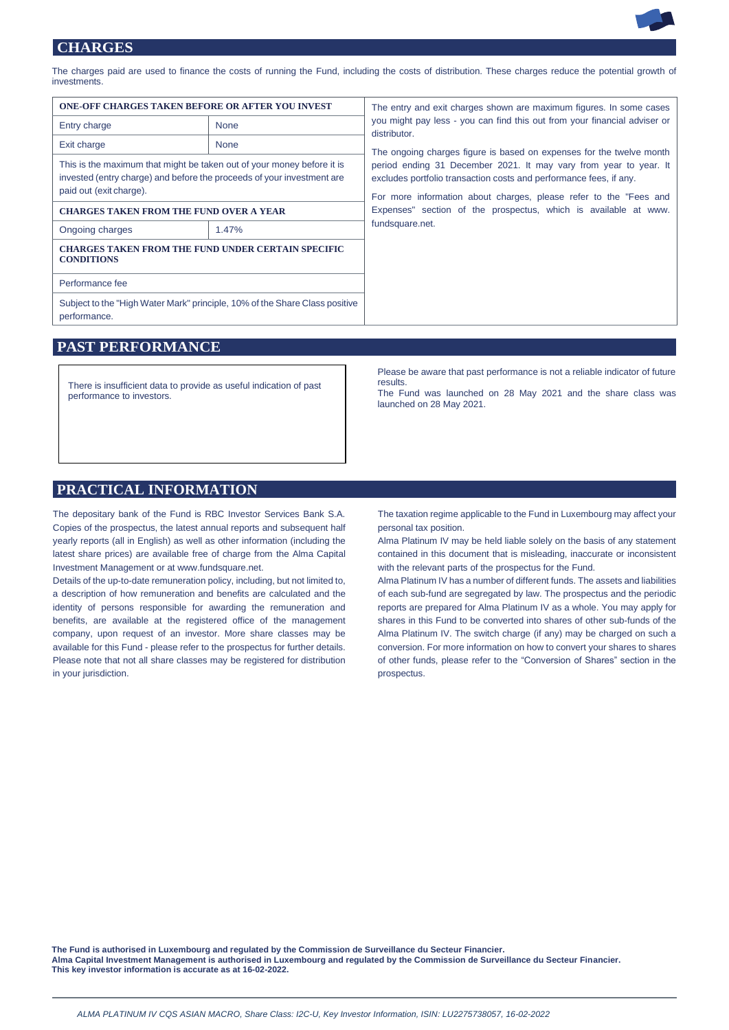## CHARGES

The charges paid are used to finance the costs of running the Fund, including the costs of distribution. These charges reduce the potential growth of investments.

| ONE-OFF CHARGES TAKEN BEFORE OR AFTER YOU INVEST | |
|---|---|
| Entry charge | None |
| Exit charge | None |
| This is the maximum that might be taken out of your money before it is invested (entry charge) and before the proceeds of your investment are paid out (exit charge). | |
| **CHARGES TAKEN FROM THE FUND OVER A YEAR** | |
| Ongoing charges | 1.47% |
| **CHARGES TAKEN FROM THE FUND UNDER CERTAIN SPECIFIC CONDITIONS** | |
| Performance fee | |
| Subject to the "High Water Mark" principle, 10% of the Share Class positive performance. | |

The entry and exit charges shown are maximum figures. In some cases you might pay less - you can find this out from your financial adviser or distributor.

The ongoing charges figure is based on expenses for the twelve month period ending 31 December 2021. It may vary from year to year. It excludes portfolio transaction costs and performance fees, if any.

For more information about charges, please refer to the "Fees and Expenses" section of the prospectus, which is available at www.fundsquare.net.

## PAST PERFORMANCE

There is insufficient data to provide as useful indication of past performance to investors.

Please be aware that past performance is not a reliable indicator of future results.

The Fund was launched on 28 May 2021 and the share class was launched on 28 May 2021.

## PRACTICAL INFORMATION

The depositary bank of the Fund is RBC Investor Services Bank S.A. Copies of the prospectus, the latest annual reports and subsequent half yearly reports (all in English) as well as other information (including the latest share prices) are available free of charge from the Alma Capital Investment Management or at www.fundsquare.net.

Details of the up-to-date remuneration policy, including, but not limited to, a description of how remuneration and benefits are calculated and the identity of persons responsible for awarding the remuneration and benefits, are available at the registered office of the management company, upon request of an investor. More share classes may be available for this Fund - please refer to the prospectus for further details. Please note that not all share classes may be registered for distribution in your jurisdiction.

The taxation regime applicable to the Fund in Luxembourg may affect your personal tax position.

Alma Platinum IV may be held liable solely on the basis of any statement contained in this document that is misleading, inaccurate or inconsistent with the relevant parts of the prospectus for the Fund.

Alma Platinum IV has a number of different funds. The assets and liabilities of each sub-fund are segregated by law. The prospectus and the periodic reports are prepared for Alma Platinum IV as a whole. You may apply for shares in this Fund to be converted into shares of other sub-funds of the Alma Platinum IV. The switch charge (if any) may be charged on such a conversion. For more information on how to convert your shares to shares of other funds, please refer to the "Conversion of Shares" section in the prospectus.

**The Fund is authorised in Luxembourg and regulated by the Commission de Surveillance du Secteur Financier.**
**Alma Capital Investment Management is authorised in Luxembourg and regulated by the Commission de Surveillance du Secteur Financier.**
**This key investor information is accurate as at 16-02-2022.**